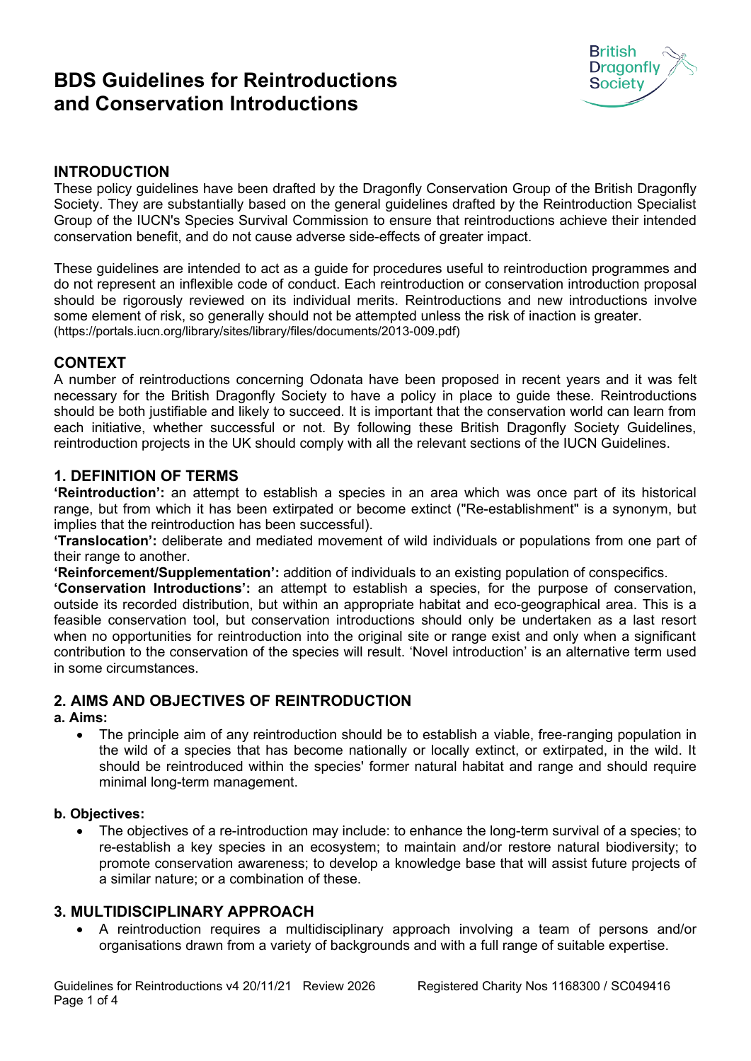# BDS Guidelines for Reintroductions and Conservation Introductions

## INTRODUCTION

These policy guidelines have been drafted by the Dragonfly Conservation Group of the British Dragonfly Society. They are substantially based on the general guidelines drafted by the Reintroduction Specialist Group of the IUCN's Species Survival Commission to ensure that reintroductions achieve their intended conservation benefit, and do not cause adverse side-effects of greater impact.

These guidelines are intended to act as a guide for procedures useful to reintroduction programmes and do not represent an inflexible code of conduct. Each reintroduction or conservation introduction proposal should be rigorously reviewed on its individual merits. Reintroductions and new introductions involve some element of risk, so generally should not be attempted unless the risk of inaction is greater. (https://portals.iucn.org/library/sites/library/files/documents/2013-009.pdf)

## CONTEXT

A number of reintroductions concerning Odonata have been proposed in recent years and it was felt necessary for the British Dragonfly Society to have a policy in place to guide these. Reintroductions should be both justifiable and likely to succeed. It is important that the conservation world can learn from each initiative, whether successful or not. By following these British Dragonfly Society Guidelines, reintroduction projects in the UK should comply with all the relevant sections of the IUCN Guidelines.

## 1. DEFINITION OF TERMS

**'Reintroduction':** an attempt to establish a species in an area which was once part of its historical range, but from which it has been extirpated or become extinct ("Re-establishment" is a synonym, but implies that the reintroduction has been successful).

**'Translocation':** deliberate and mediated movement of wild individuals or populations from one part of their range to another.

**'Reinforcement/Supplementation':** addition of individuals to an existing population of conspecifics.

**'Conservation Introductions':** an attempt to establish a species, for the purpose of conservation, outside its recorded distribution, but within an appropriate habitat and eco-geographical area. This is a feasible conservation tool, but conservation introductions should only be undertaken as a last resort when no opportunities for reintroduction into the original site or range exist and only when a significant contribution to the conservation of the species will result. 'Novel introduction' is an alternative term used in some circumstances.

## 2. AIMS AND OBJECTIVES OF REINTRODUCTION

**a. Aims:**

- The principle aim of any reintroduction should be to establish a viable, free-ranging population in the wild of a species that has become nationally or locally extinct, or extirpated, in the wild. It should be reintroduced within the species' former natural habitat and range and should require minimal long-term management.

**b. Objectives:**

- The objectives of a re-introduction may include: to enhance the long-term survival of a species; to re-establish a key species in an ecosystem; to maintain and/or restore natural biodiversity; to promote conservation awareness; to develop a knowledge base that will assist future projects of a similar nature; or a combination of these.

## 3. MULTIDISCIPLINARY APPROACH

- A reintroduction requires a multidisciplinary approach involving a team of persons and/or organisations drawn from a variety of backgrounds and with a full range of suitable expertise.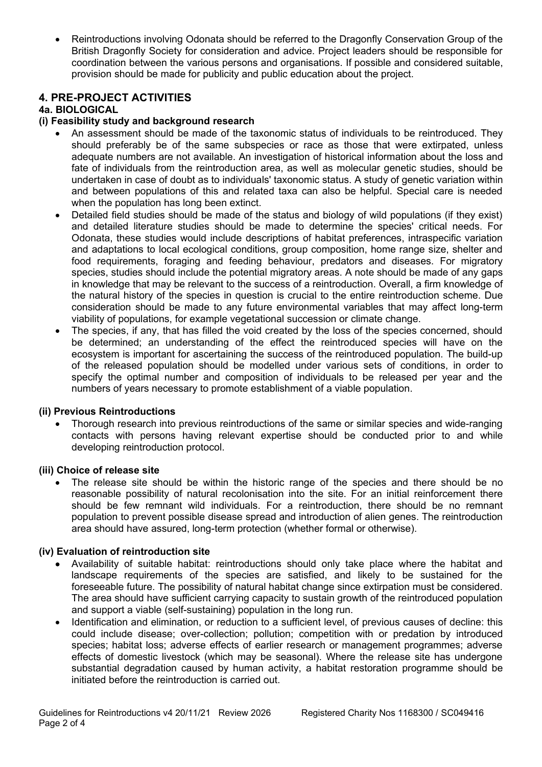- Reintroductions involving Odonata should be referred to the Dragonfly Conservation Group of the British Dragonfly Society for consideration and advice. Project leaders should be responsible for coordination between the various persons and organisations. If possible and considered suitable, provision should be made for publicity and public education about the project.

## 4. PRE-PROJECT ACTIVITIES

### 4a. BIOLOGICAL

#### (i) Feasibility study and background research

- An assessment should be made of the taxonomic status of individuals to be reintroduced. They should preferably be of the same subspecies or race as those that were extirpated, unless adequate numbers are not available. An investigation of historical information about the loss and fate of individuals from the reintroduction area, as well as molecular genetic studies, should be undertaken in case of doubt as to individuals' taxonomic status. A study of genetic variation within and between populations of this and related taxa can also be helpful. Special care is needed when the population has long been extinct.
- Detailed field studies should be made of the status and biology of wild populations (if they exist) and detailed literature studies should be made to determine the species' critical needs. For Odonata, these studies would include descriptions of habitat preferences, intraspecific variation and adaptations to local ecological conditions, group composition, home range size, shelter and food requirements, foraging and feeding behaviour, predators and diseases. For migratory species, studies should include the potential migratory areas. A note should be made of any gaps in knowledge that may be relevant to the success of a reintroduction. Overall, a firm knowledge of the natural history of the species in question is crucial to the entire reintroduction scheme. Due consideration should be made to any future environmental variables that may affect long-term viability of populations, for example vegetational succession or climate change.
- The species, if any, that has filled the void created by the loss of the species concerned, should be determined; an understanding of the effect the reintroduced species will have on the ecosystem is important for ascertaining the success of the reintroduced population. The build-up of the released population should be modelled under various sets of conditions, in order to specify the optimal number and composition of individuals to be released per year and the numbers of years necessary to promote establishment of a viable population.

#### (ii) Previous Reintroductions

- Thorough research into previous reintroductions of the same or similar species and wide-ranging contacts with persons having relevant expertise should be conducted prior to and while developing reintroduction protocol.

#### (iii) Choice of release site

- The release site should be within the historic range of the species and there should be no reasonable possibility of natural recolonisation into the site. For an initial reinforcement there should be few remnant wild individuals. For a reintroduction, there should be no remnant population to prevent possible disease spread and introduction of alien genes. The reintroduction area should have assured, long-term protection (whether formal or otherwise).

#### (iv) Evaluation of reintroduction site

- Availability of suitable habitat: reintroductions should only take place where the habitat and landscape requirements of the species are satisfied, and likely to be sustained for the foreseeable future. The possibility of natural habitat change since extirpation must be considered. The area should have sufficient carrying capacity to sustain growth of the reintroduced population and support a viable (self-sustaining) population in the long run.
- Identification and elimination, or reduction to a sufficient level, of previous causes of decline: this could include disease; over-collection; pollution; competition with or predation by introduced species; habitat loss; adverse effects of earlier research or management programmes; adverse effects of domestic livestock (which may be seasonal). Where the release site has undergone substantial degradation caused by human activity, a habitat restoration programme should be initiated before the reintroduction is carried out.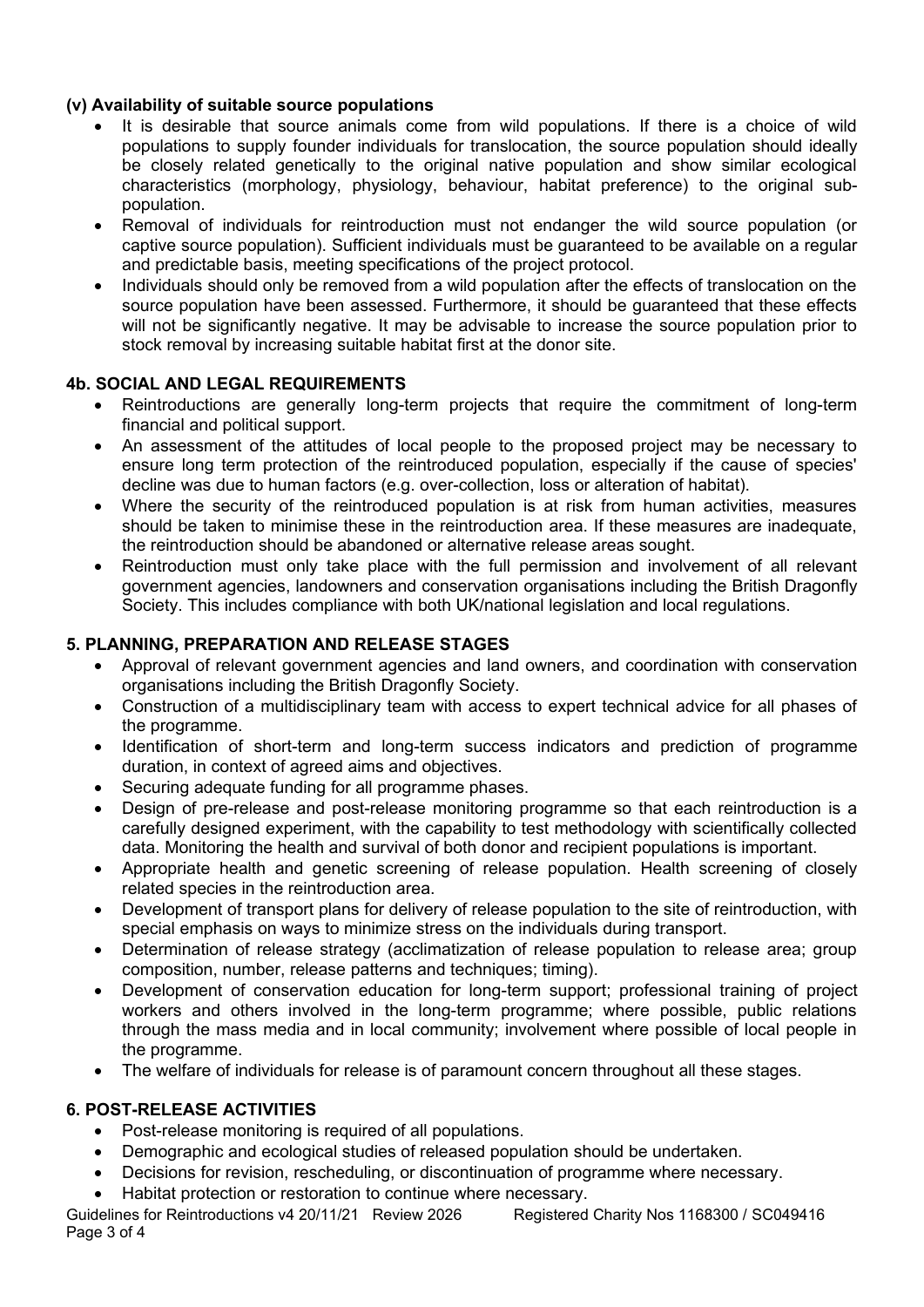#### (v) Availability of suitable source populations

- It is desirable that source animals come from wild populations. If there is a choice of wild populations to supply founder individuals for translocation, the source population should ideally be closely related genetically to the original native population and show similar ecological characteristics (morphology, physiology, behaviour, habitat preference) to the original sub-population.
- Removal of individuals for reintroduction must not endanger the wild source population (or captive source population). Sufficient individuals must be guaranteed to be available on a regular and predictable basis, meeting specifications of the project protocol.
- Individuals should only be removed from a wild population after the effects of translocation on the source population have been assessed. Furthermore, it should be guaranteed that these effects will not be significantly negative. It may be advisable to increase the source population prior to stock removal by increasing suitable habitat first at the donor site.

### 4b. SOCIAL AND LEGAL REQUIREMENTS

- Reintroductions are generally long-term projects that require the commitment of long-term financial and political support.
- An assessment of the attitudes of local people to the proposed project may be necessary to ensure long term protection of the reintroduced population, especially if the cause of species' decline was due to human factors (e.g. over-collection, loss or alteration of habitat).
- Where the security of the reintroduced population is at risk from human activities, measures should be taken to minimise these in the reintroduction area. If these measures are inadequate, the reintroduction should be abandoned or alternative release areas sought.
- Reintroduction must only take place with the full permission and involvement of all relevant government agencies, landowners and conservation organisations including the British Dragonfly Society. This includes compliance with both UK/national legislation and local regulations.

### 5. PLANNING, PREPARATION AND RELEASE STAGES

- Approval of relevant government agencies and land owners, and coordination with conservation organisations including the British Dragonfly Society.
- Construction of a multidisciplinary team with access to expert technical advice for all phases of the programme.
- Identification of short-term and long-term success indicators and prediction of programme duration, in context of agreed aims and objectives.
- Securing adequate funding for all programme phases.
- Design of pre-release and post-release monitoring programme so that each reintroduction is a carefully designed experiment, with the capability to test methodology with scientifically collected data. Monitoring the health and survival of both donor and recipient populations is important.
- Appropriate health and genetic screening of release population. Health screening of closely related species in the reintroduction area.
- Development of transport plans for delivery of release population to the site of reintroduction, with special emphasis on ways to minimize stress on the individuals during transport.
- Determination of release strategy (acclimatization of release population to release area; group composition, number, release patterns and techniques; timing).
- Development of conservation education for long-term support; professional training of project workers and others involved in the long-term programme; where possible, public relations through the mass media and in local community; involvement where possible of local people in the programme.
- The welfare of individuals for release is of paramount concern throughout all these stages.

### 6. POST-RELEASE ACTIVITIES

- Post-release monitoring is required of all populations.
- Demographic and ecological studies of released population should be undertaken.
- Decisions for revision, rescheduling, or discontinuation of programme where necessary.
- Habitat protection or restoration to continue where necessary.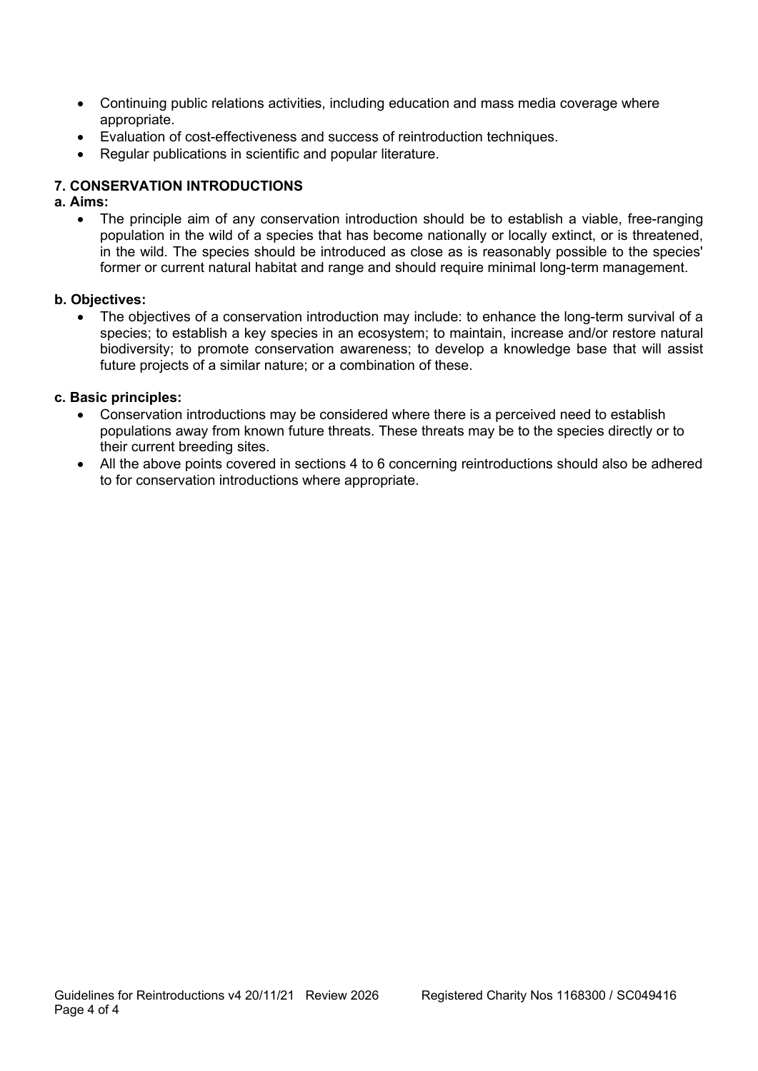- Continuing public relations activities, including education and mass media coverage where appropriate.
- Evaluation of cost-effectiveness and success of reintroduction techniques.
- Regular publications in scientific and popular literature.

**7. CONSERVATION INTRODUCTIONS**

**a. Aims:**

- The principle aim of any conservation introduction should be to establish a viable, free-ranging population in the wild of a species that has become nationally or locally extinct, or is threatened, in the wild. The species should be introduced as close as is reasonably possible to the species' former or current natural habitat and range and should require minimal long-term management.

**b. Objectives:**

- The objectives of a conservation introduction may include: to enhance the long-term survival of a species; to establish a key species in an ecosystem; to maintain, increase and/or restore natural biodiversity; to promote conservation awareness; to develop a knowledge base that will assist future projects of a similar nature; or a combination of these.

**c. Basic principles:**

- Conservation introductions may be considered where there is a perceived need to establish populations away from known future threats. These threats may be to the species directly or to their current breeding sites.
- All the above points covered in sections 4 to 6 concerning reintroductions should also be adhered to for conservation introductions where appropriate.